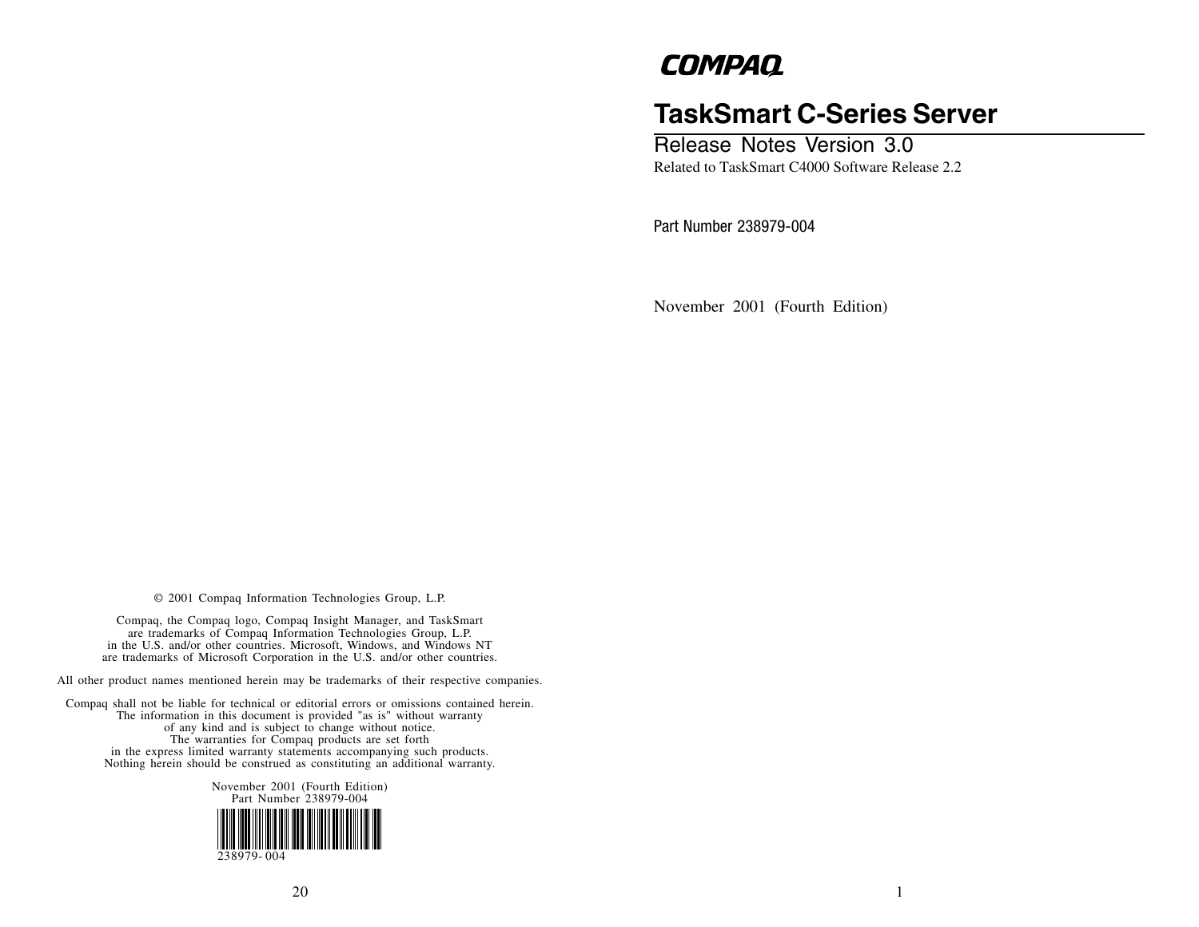COMPAQ

# TaskSmart C-Series Server

## Release Notes Version 3.0

Related to TaskSmart C4000 Software Release 2.2

Part Number 238979-004

November 2001 (Fourth Edition)

© 2001 Compaq Information Technologies Group, L.P.

Compaq, the Compaq logo, Compaq Insight Manager, and TaskSmart are trademarks of Compaq Information Technologies Group, L.P. in the U.S. and/or other countries. Microsoft, Windows, and Windows NT are trademarks of Microsoft Corporation in the U.S. and/or other countries.

All other product names mentioned herein may be trademarks of their respective companies.

Compaq shall not be liable for technical or editorial errors or omissions contained herein. The information in this document is provided "as is" without warranty of any kind and is subject to change without notice. The warranties for Compaq products are set forth in the express limited warranty statements accompanying such products. Nothing herein should be construed as constituting an additional warranty.

November 2001 (Fourth Edition)
Part Number 238979-004

238979- 004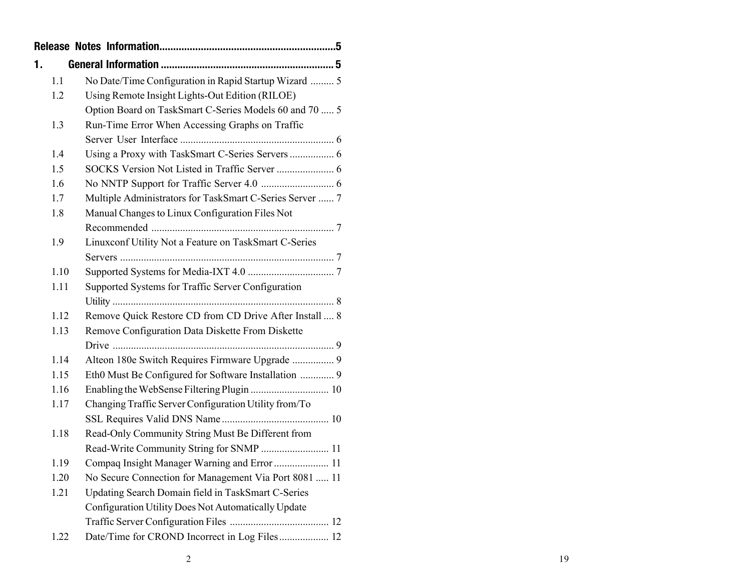**Release Notes Information................................................................5**

**1. General Information .............................................................. 5**

1.1 No Date/Time Configuration in Rapid Startup Wizard ......... 5

1.2 Using Remote Insight Lights-Out Edition (RILOE) Option Board on TaskSmart C-Series Models 60 and 70 ..... 5

1.3 Run-Time Error When Accessing Graphs on Traffic Server User Interface .......................................................... 6

1.4 Using a Proxy with TaskSmart C-Series Servers ................. 6

1.5 SOCKS Version Not Listed in Traffic Server ...................... 6

1.6 No NNTP Support for Traffic Server 4.0 ............................ 6

1.7 Multiple Administrators for TaskSmart C-Series Server ...... 7

1.8 Manual Changes to Linux Configuration Files Not Recommended ..................................................................... 7

1.9 Linuxconf Utility Not a Feature on TaskSmart C-Series Servers ................................................................................. 7

1.10 Supported Systems for Media-IXT 4.0 ................................. 7

1.11 Supported Systems for Traffic Server Configuration Utility .................................................................................... 8

1.12 Remove Quick Restore CD from CD Drive After Install .... 8

1.13 Remove Configuration Data Diskette From Diskette Drive .................................................................................... 9

1.14 Alteon 180e Switch Requires Firmware Upgrade ................ 9

1.15 Eth0 Must Be Configured for Software Installation ............. 9

1.16 Enabling the WebSense Filtering Plugin .............................. 10

1.17 Changing Traffic Server Configuration Utility from/To SSL Requires Valid DNS Name ......................................... 10

1.18 Read-Only Community String Must Be Different from Read-Write Community String for SNMP .......................... 11

1.19 Compaq Insight Manager Warning and Error ..................... 11

1.20 No Secure Connection for Management Via Port 8081 ..... 11

1.21 Updating Search Domain field in TaskSmart C-Series Configuration Utility Does Not Automatically Update Traffic Server Configuration Files ...................................... 12

1.22 Date/Time for CROND Incorrect in Log Files................... 12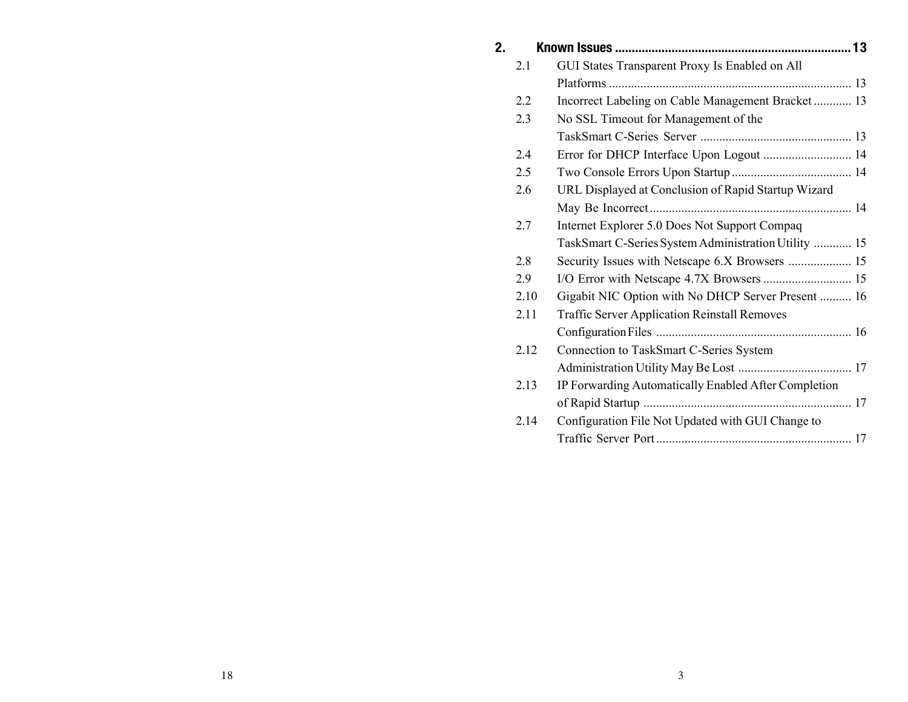**2. Known Issues ........................................................................ 13**

- 2.1 GUI States Transparent Proxy Is Enabled on All Platforms ............................................................................ 13
- 2.2 Incorrect Labeling on Cable Management Bracket ............ 13
- 2.3 No SSL Timeout for Management of the TaskSmart C-Series Server ................................................ 13
- 2.4 Error for DHCP Interface Upon Logout ............................ 14
- 2.5 Two Console Errors Upon Startup ...................................... 14
- 2.6 URL Displayed at Conclusion of Rapid Startup Wizard May Be Incorrect ................................................................ 14
- 2.7 Internet Explorer 5.0 Does Not Support Compaq TaskSmart C-Series System Administration Utility ............ 15
- 2.8 Security Issues with Netscape 6.X Browsers .................... 15
- 2.9 I/O Error with Netscape 4.7X Browsers ............................ 15
- 2.10 Gigabit NIC Option with No DHCP Server Present .......... 16
- 2.11 Traffic Server Application Reinstall Removes Configuration Files .............................................................. 16
- 2.12 Connection to TaskSmart C-Series System Administration Utility May Be Lost .................................... 17
- 2.13 IP Forwarding Automatically Enabled After Completion of Rapid Startup .................................................................. 17
- 2.14 Configuration File Not Updated with GUI Change to Traffic Server Port .............................................................. 17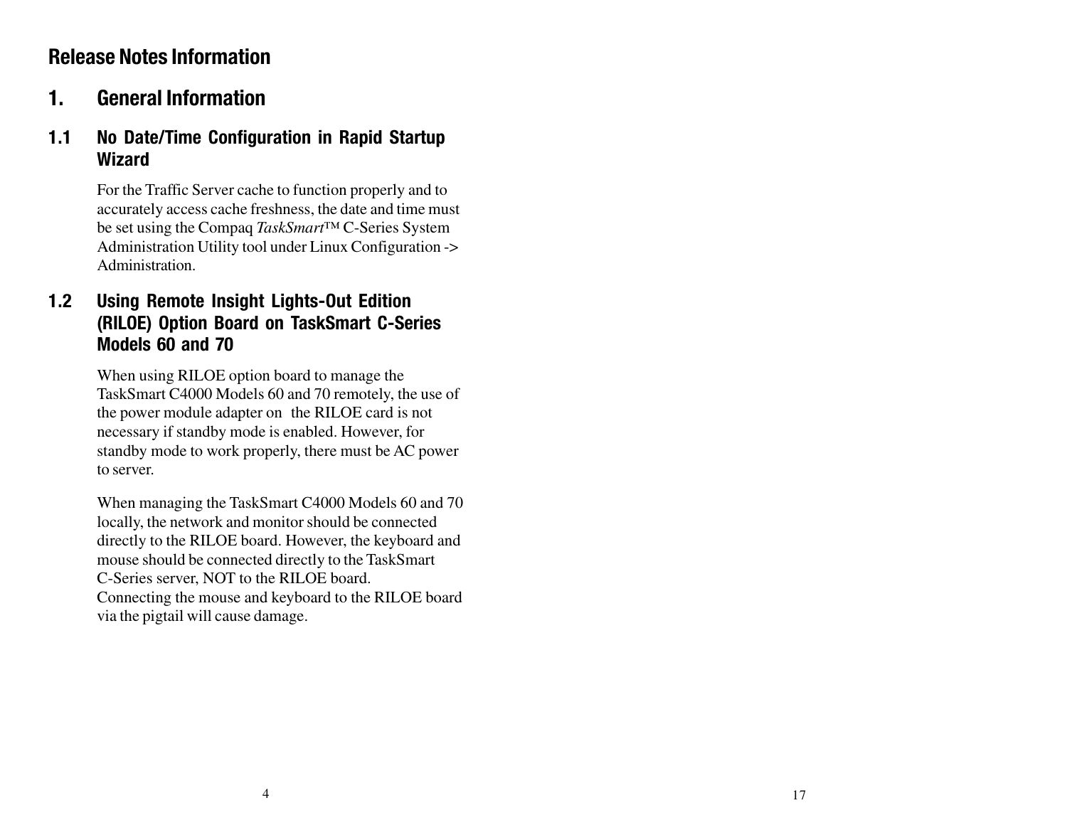# Release Notes Information

## 1. General Information

### 1.1 No Date/Time Configuration in Rapid Startup Wizard

For the Traffic Server cache to function properly and to accurately access cache freshness, the date and time must be set using the Compaq *TaskSmart*™ C-Series System Administration Utility tool under Linux Configuration -> Administration.

### 1.2 Using Remote Insight Lights-Out Edition (RILOE) Option Board on TaskSmart C-Series Models 60 and 70

When using RILOE option board to manage the TaskSmart C4000 Models 60 and 70 remotely, the use of the power module adapter on the RILOE card is not necessary if standby mode is enabled. However, for standby mode to work properly, there must be AC power to server.

When managing the TaskSmart C4000 Models 60 and 70 locally, the network and monitor should be connected directly to the RILOE board. However, the keyboard and mouse should be connected directly to the TaskSmart C-Series server, NOT to the RILOE board. Connecting the mouse and keyboard to the RILOE board via the pigtail will cause damage.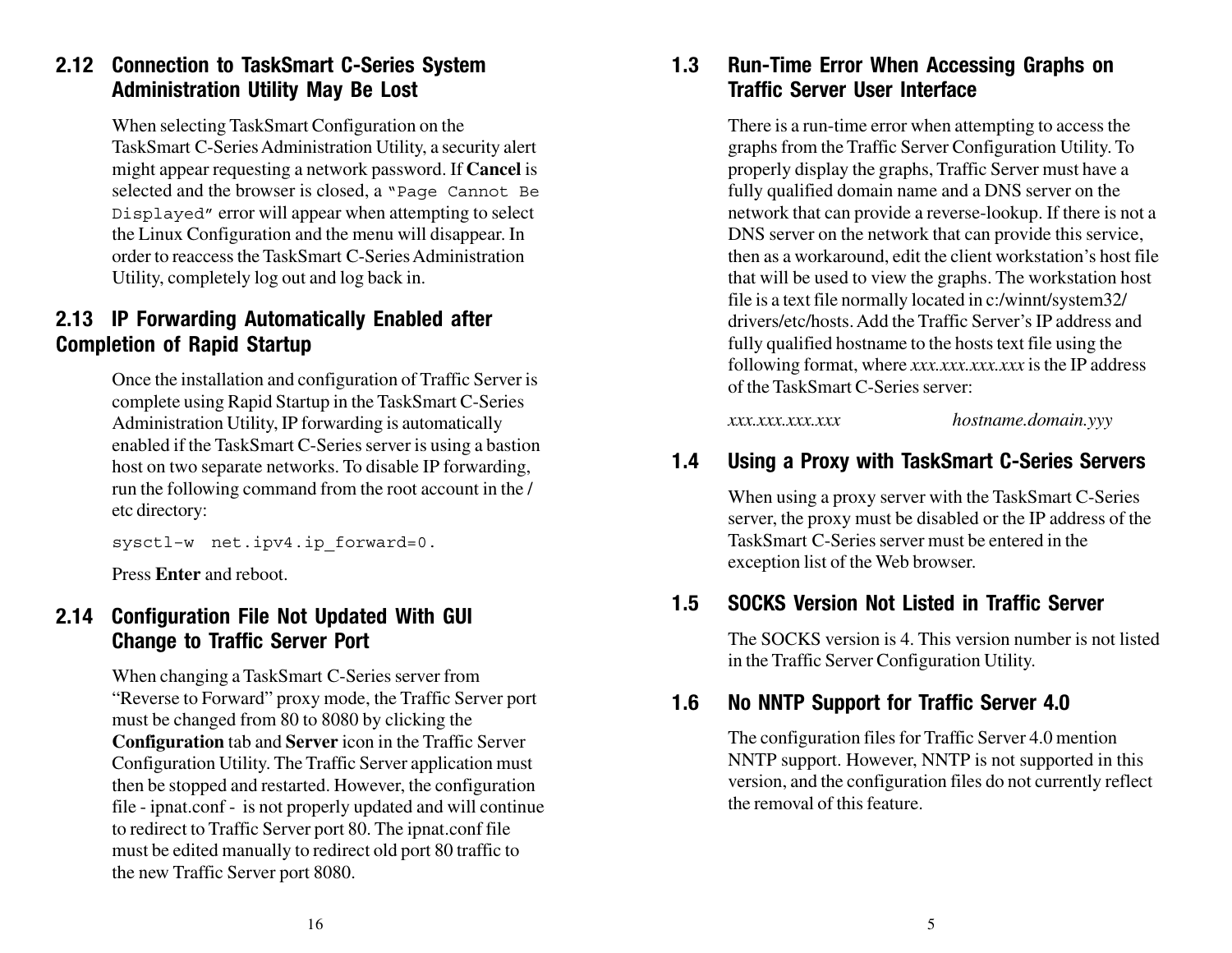## 2.12 Connection to TaskSmart C-Series System Administration Utility May Be Lost

When selecting TaskSmart Configuration on the TaskSmart C-Series Administration Utility, a security alert might appear requesting a network password. If **Cancel** is selected and the browser is closed, a `"Page Cannot Be Displayed"` error will appear when attempting to select the Linux Configuration and the menu will disappear. In order to reaccess the TaskSmart C-Series Administration Utility, completely log out and log back in.

## 2.13 IP Forwarding Automatically Enabled after Completion of Rapid Startup

Once the installation and configuration of Traffic Server is complete using Rapid Startup in the TaskSmart C-Series Administration Utility, IP forwarding is automatically enabled if the TaskSmart C-Series server is using a bastion host on two separate networks. To disable IP forwarding, run the following command from the root account in the /etc directory:

```
sysctl-w  net.ipv4.ip_forward=0.
```

Press **Enter** and reboot.

## 2.14 Configuration File Not Updated With GUI Change to Traffic Server Port

When changing a TaskSmart C-Series server from "Reverse to Forward" proxy mode, the Traffic Server port must be changed from 80 to 8080 by clicking the **Configuration** tab and **Server** icon in the Traffic Server Configuration Utility. The Traffic Server application must then be stopped and restarted. However, the configuration file - ipnat.conf - is not properly updated and will continue to redirect to Traffic Server port 80. The ipnat.conf file must be edited manually to redirect old port 80 traffic to the new Traffic Server port 8080.

## 1.3 Run-Time Error When Accessing Graphs on Traffic Server User Interface

There is a run-time error when attempting to access the graphs from the Traffic Server Configuration Utility. To properly display the graphs, Traffic Server must have a fully qualified domain name and a DNS server on the network that can provide a reverse-lookup. If there is not a DNS server on the network that can provide this service, then as a workaround, edit the client workstation's host file that will be used to view the graphs. The workstation host file is a text file normally located in c:/winnt/system32/drivers/etc/hosts. Add the Traffic Server's IP address and fully qualified hostname to the hosts text file using the following format, where *xxx.xxx.xxx.xxx* is the IP address of the TaskSmart C-Series server:

*xxx.xxx.xxx.xxx* *hostname.domain.yyy*

## 1.4 Using a Proxy with TaskSmart C-Series Servers

When using a proxy server with the TaskSmart C-Series server, the proxy must be disabled or the IP address of the TaskSmart C-Series server must be entered in the exception list of the Web browser.

## 1.5 SOCKS Version Not Listed in Traffic Server

The SOCKS version is 4. This version number is not listed in the Traffic Server Configuration Utility.

## 1.6 No NNTP Support for Traffic Server 4.0

The configuration files for Traffic Server 4.0 mention NNTP support. However, NNTP is not supported in this version, and the configuration files do not currently reflect the removal of this feature.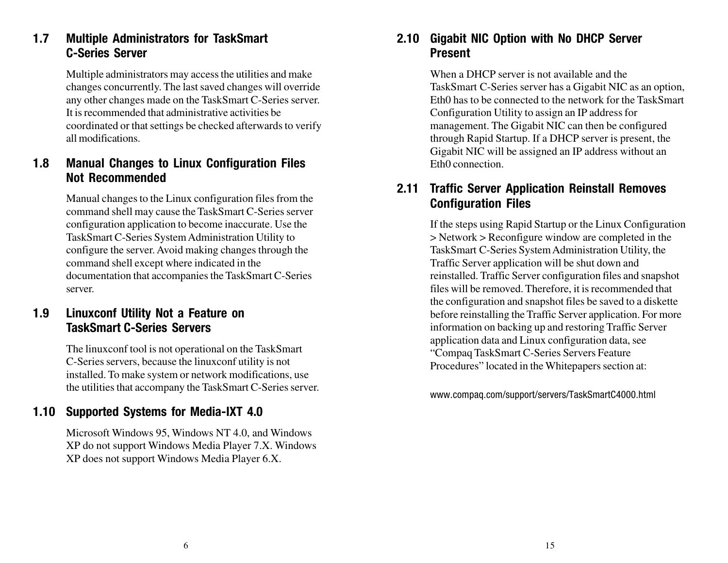## 1.7 Multiple Administrators for TaskSmart C-Series Server

Multiple administrators may access the utilities and make changes concurrently. The last saved changes will override any other changes made on the TaskSmart C-Series server. It is recommended that administrative activities be coordinated or that settings be checked afterwards to verify all modifications.

## 1.8 Manual Changes to Linux Configuration Files Not Recommended

Manual changes to the Linux configuration files from the command shell may cause the TaskSmart C-Series server configuration application to become inaccurate. Use the TaskSmart C-Series System Administration Utility to configure the server. Avoid making changes through the command shell except where indicated in the documentation that accompanies the TaskSmart C-Series server.

## 1.9 Linuxconf Utility Not a Feature on TaskSmart C-Series Servers

The linuxconf tool is not operational on the TaskSmart C-Series servers, because the linuxconf utility is not installed. To make system or network modifications, use the utilities that accompany the TaskSmart C-Series server.

## 1.10 Supported Systems for Media-IXT 4.0

Microsoft Windows 95, Windows NT 4.0, and Windows XP do not support Windows Media Player 7.X. Windows XP does not support Windows Media Player 6.X.

## 2.10 Gigabit NIC Option with No DHCP Server Present

When a DHCP server is not available and the TaskSmart C-Series server has a Gigabit NIC as an option, Eth0 has to be connected to the network for the TaskSmart Configuration Utility to assign an IP address for management. The Gigabit NIC can then be configured through Rapid Startup. If a DHCP server is present, the Gigabit NIC will be assigned an IP address without an Eth0 connection.

## 2.11 Traffic Server Application Reinstall Removes Configuration Files

If the steps using Rapid Startup or the Linux Configuration > Network > Reconfigure window are completed in the TaskSmart C-Series System Administration Utility, the Traffic Server application will be shut down and reinstalled. Traffic Server configuration files and snapshot files will be removed. Therefore, it is recommended that the configuration and snapshot files be saved to a diskette before reinstalling the Traffic Server application. For more information on backing up and restoring Traffic Server application data and Linux configuration data, see "Compaq TaskSmart C-Series Servers Feature Procedures" located in the Whitepapers section at:

www.compaq.com/support/servers/TaskSmartC4000.html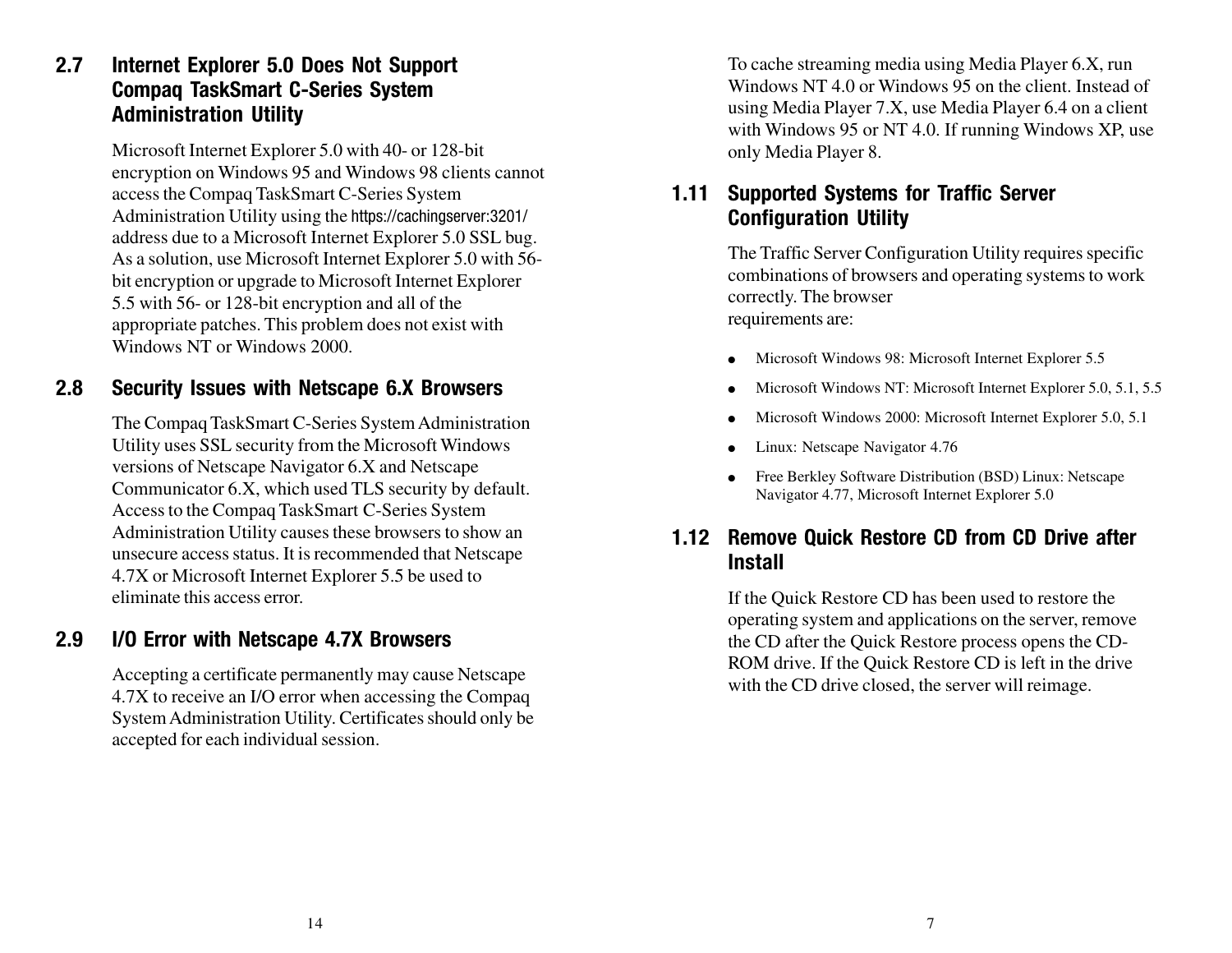## 2.7 Internet Explorer 5.0 Does Not Support Compaq TaskSmart C-Series System Administration Utility

Microsoft Internet Explorer 5.0 with 40- or 128-bit encryption on Windows 95 and Windows 98 clients cannot access the Compaq TaskSmart C-Series System Administration Utility using the https://cachingserver:3201/ address due to a Microsoft Internet Explorer 5.0 SSL bug. As a solution, use Microsoft Internet Explorer 5.0 with 56-bit encryption or upgrade to Microsoft Internet Explorer 5.5 with 56- or 128-bit encryption and all of the appropriate patches. This problem does not exist with Windows NT or Windows 2000.

## 2.8 Security Issues with Netscape 6.X Browsers

The Compaq TaskSmart C-Series System Administration Utility uses SSL security from the Microsoft Windows versions of Netscape Navigator 6.X and Netscape Communicator 6.X, which used TLS security by default. Access to the Compaq TaskSmart C-Series System Administration Utility causes these browsers to show an unsecure access status. It is recommended that Netscape 4.7X or Microsoft Internet Explorer 5.5 be used to eliminate this access error.

## 2.9 I/O Error with Netscape 4.7X Browsers

Accepting a certificate permanently may cause Netscape 4.7X to receive an I/O error when accessing the Compaq System Administration Utility. Certificates should only be accepted for each individual session.

To cache streaming media using Media Player 6.X, run Windows NT 4.0 or Windows 95 on the client. Instead of using Media Player 7.X, use Media Player 6.4 on a client with Windows 95 or NT 4.0. If running Windows XP, use only Media Player 8.

## 1.11 Supported Systems for Traffic Server Configuration Utility

The Traffic Server Configuration Utility requires specific combinations of browsers and operating systems to work correctly. The browser requirements are:

- Microsoft Windows 98: Microsoft Internet Explorer 5.5
- Microsoft Windows NT: Microsoft Internet Explorer 5.0, 5.1, 5.5
- Microsoft Windows 2000: Microsoft Internet Explorer 5.0, 5.1
- Linux: Netscape Navigator 4.76
- Free Berkley Software Distribution (BSD) Linux: Netscape Navigator 4.77, Microsoft Internet Explorer 5.0

## 1.12 Remove Quick Restore CD from CD Drive after Install

If the Quick Restore CD has been used to restore the operating system and applications on the server, remove the CD after the Quick Restore process opens the CD-ROM drive. If the Quick Restore CD is left in the drive with the CD drive closed, the server will reimage.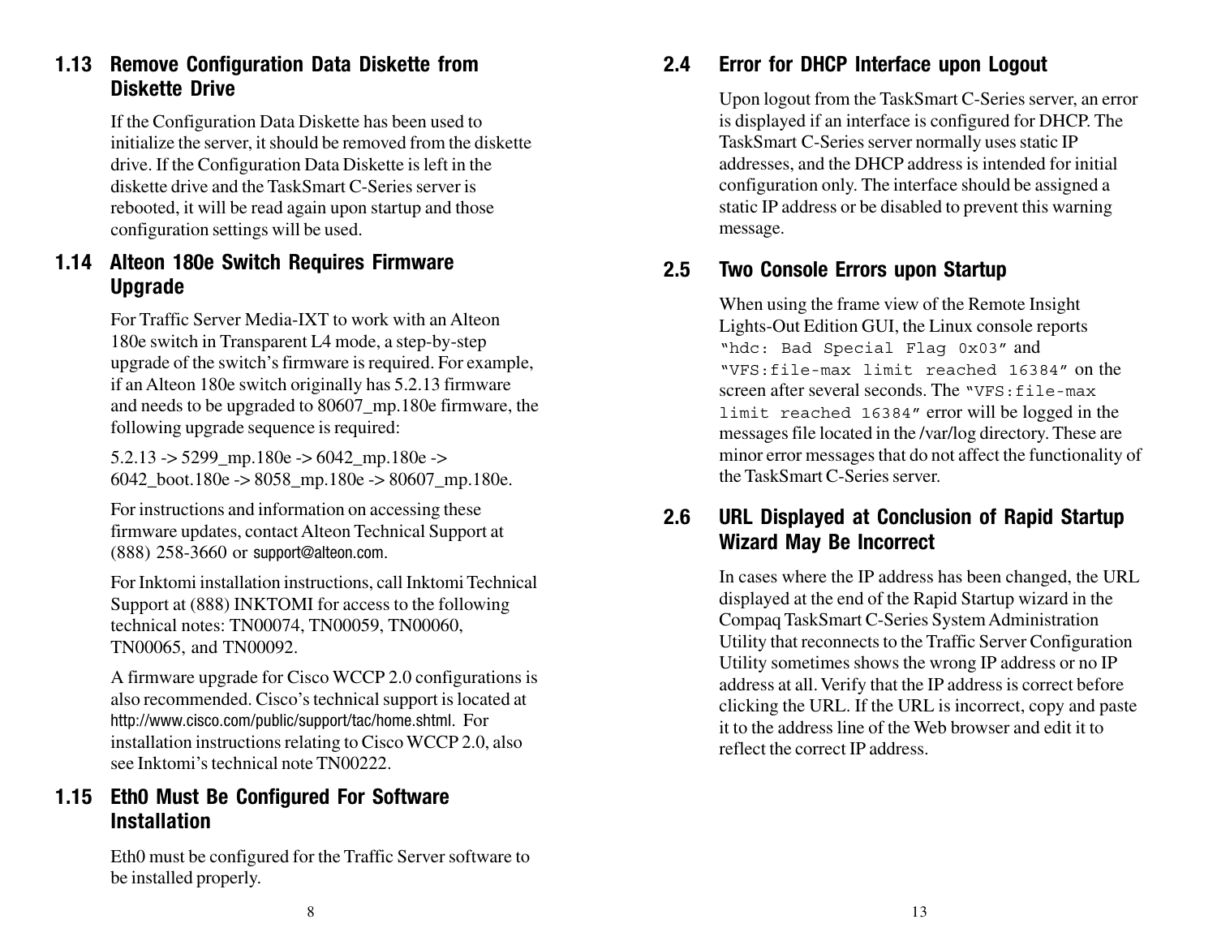## 1.13 Remove Configuration Data Diskette from Diskette Drive

If the Configuration Data Diskette has been used to initialize the server, it should be removed from the diskette drive. If the Configuration Data Diskette is left in the diskette drive and the TaskSmart C-Series server is rebooted, it will be read again upon startup and those configuration settings will be used.

## 1.14 Alteon 180e Switch Requires Firmware Upgrade

For Traffic Server Media-IXT to work with an Alteon 180e switch in Transparent L4 mode, a step-by-step upgrade of the switch's firmware is required. For example, if an Alteon 180e switch originally has 5.2.13 firmware and needs to be upgraded to 80607_mp.180e firmware, the following upgrade sequence is required:

5.2.13 -> 5299_mp.180e -> 6042_mp.180e -> 6042_boot.180e -> 8058_mp.180e -> 80607_mp.180e.

For instructions and information on accessing these firmware updates, contact Alteon Technical Support at (888) 258-3660 or support@alteon.com.

For Inktomi installation instructions, call Inktomi Technical Support at (888) INKTOMI for access to the following technical notes: TN00074, TN00059, TN00060, TN00065, and TN00092.

A firmware upgrade for Cisco WCCP 2.0 configurations is also recommended. Cisco's technical support is located at http://www.cisco.com/public/support/tac/home.shtml. For installation instructions relating to Cisco WCCP 2.0, also see Inktomi's technical note TN00222.

## 1.15 Eth0 Must Be Configured For Software Installation

Eth0 must be configured for the Traffic Server software to be installed properly.

## 2.4 Error for DHCP Interface upon Logout

Upon logout from the TaskSmart C-Series server, an error is displayed if an interface is configured for DHCP. The TaskSmart C-Series server normally uses static IP addresses, and the DHCP address is intended for initial configuration only. The interface should be assigned a static IP address or be disabled to prevent this warning message.

## 2.5 Two Console Errors upon Startup

When using the frame view of the Remote Insight Lights-Out Edition GUI, the Linux console reports `"hdc: Bad Special Flag 0x03"` and `"VFS:file-max limit reached 16384"` on the screen after several seconds. The `"VFS:file-max limit reached 16384"` error will be logged in the messages file located in the /var/log directory. These are minor error messages that do not affect the functionality of the TaskSmart C-Series server.

## 2.6 URL Displayed at Conclusion of Rapid Startup Wizard May Be Incorrect

In cases where the IP address has been changed, the URL displayed at the end of the Rapid Startup wizard in the Compaq TaskSmart C-Series System Administration Utility that reconnects to the Traffic Server Configuration Utility sometimes shows the wrong IP address or no IP address at all. Verify that the IP address is correct before clicking the URL. If the URL is incorrect, copy and paste it to the address line of the Web browser and edit it to reflect the correct IP address.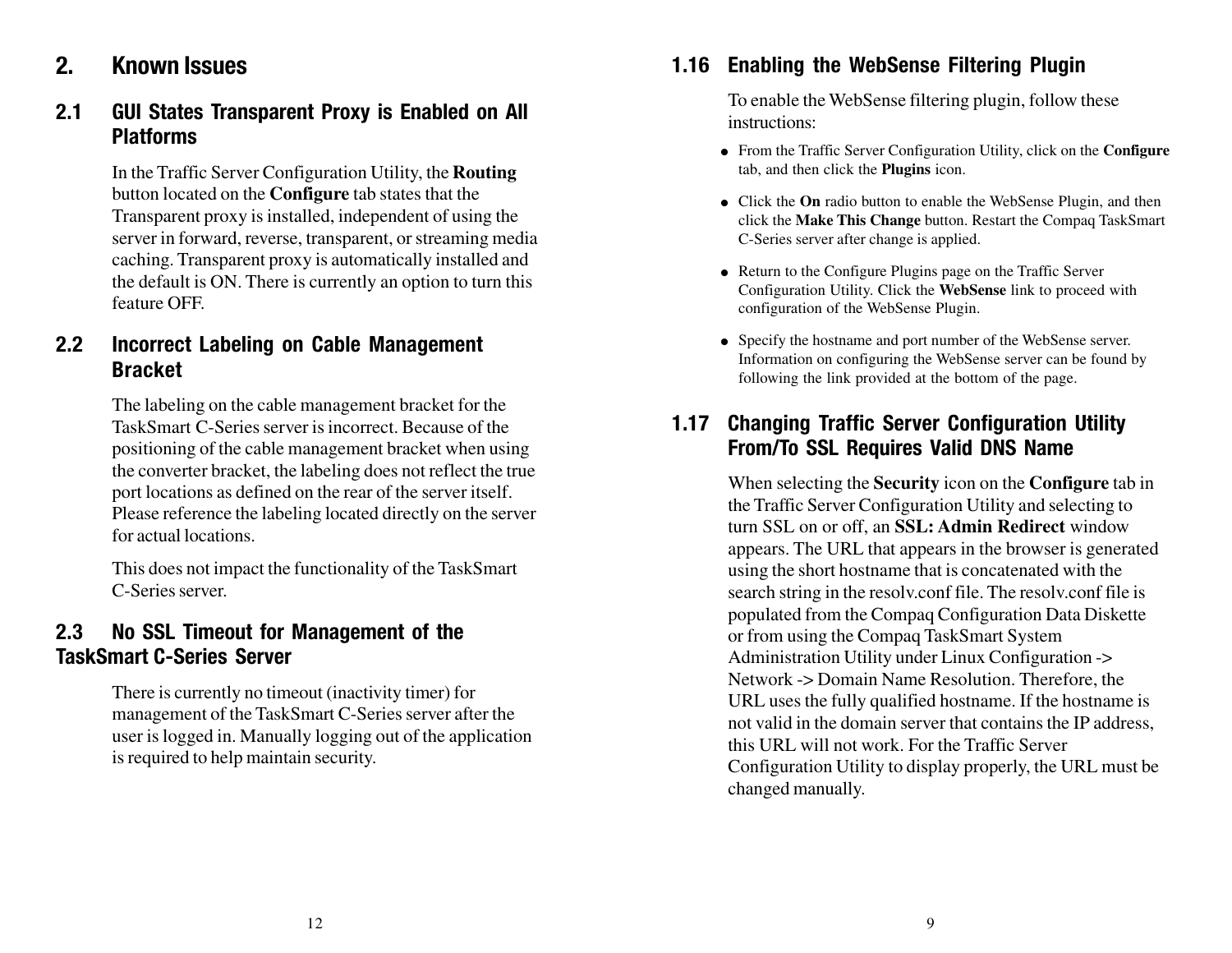## 2. Known Issues

### 2.1 GUI States Transparent Proxy is Enabled on All Platforms

In the Traffic Server Configuration Utility, the **Routing** button located on the **Configure** tab states that the Transparent proxy is installed, independent of using the server in forward, reverse, transparent, or streaming media caching. Transparent proxy is automatically installed and the default is ON. There is currently an option to turn this feature OFF.

### 2.2 Incorrect Labeling on Cable Management Bracket

The labeling on the cable management bracket for the TaskSmart C-Series server is incorrect. Because of the positioning of the cable management bracket when using the converter bracket, the labeling does not reflect the true port locations as defined on the rear of the server itself. Please reference the labeling located directly on the server for actual locations.

This does not impact the functionality of the TaskSmart C-Series server.

### 2.3 No SSL Timeout for Management of the TaskSmart C-Series Server

There is currently no timeout (inactivity timer) for management of the TaskSmart C-Series server after the user is logged in. Manually logging out of the application is required to help maintain security.

### 1.16 Enabling the WebSense Filtering Plugin

To enable the WebSense filtering plugin, follow these instructions:

- From the Traffic Server Configuration Utility, click on the **Configure** tab, and then click the **Plugins** icon.
- Click the **On** radio button to enable the WebSense Plugin, and then click the **Make This Change** button. Restart the Compaq TaskSmart C-Series server after change is applied.
- Return to the Configure Plugins page on the Traffic Server Configuration Utility. Click the **WebSense** link to proceed with configuration of the WebSense Plugin.
- Specify the hostname and port number of the WebSense server. Information on configuring the WebSense server can be found by following the link provided at the bottom of the page.

### 1.17 Changing Traffic Server Configuration Utility From/To SSL Requires Valid DNS Name

When selecting the **Security** icon on the **Configure** tab in the Traffic Server Configuration Utility and selecting to turn SSL on or off, an **SSL: Admin Redirect** window appears. The URL that appears in the browser is generated using the short hostname that is concatenated with the search string in the resolv.conf file. The resolv.conf file is populated from the Compaq Configuration Data Diskette or from using the Compaq TaskSmart System Administration Utility under Linux Configuration -> Network -> Domain Name Resolution. Therefore, the URL uses the fully qualified hostname. If the hostname is not valid in the domain server that contains the IP address, this URL will not work. For the Traffic Server Configuration Utility to display properly, the URL must be changed manually.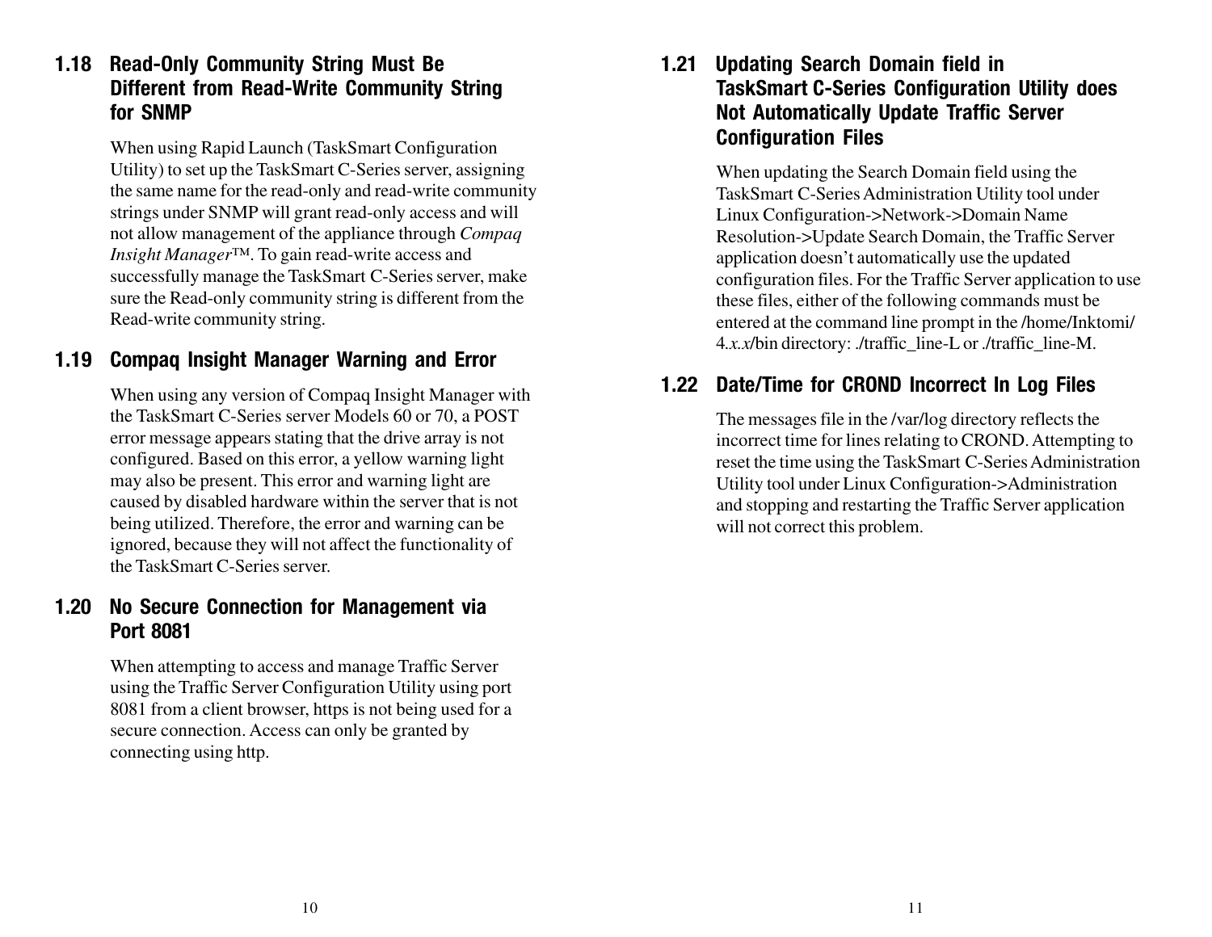## 1.18 Read-Only Community String Must Be Different from Read-Write Community String for SNMP

When using Rapid Launch (TaskSmart Configuration Utility) to set up the TaskSmart C-Series server, assigning the same name for the read-only and read-write community strings under SNMP will grant read-only access and will not allow management of the appliance through *Compaq Insight Manager*™. To gain read-write access and successfully manage the TaskSmart C-Series server, make sure the Read-only community string is different from the Read-write community string.

## 1.19 Compaq Insight Manager Warning and Error

When using any version of Compaq Insight Manager with the TaskSmart C-Series server Models 60 or 70, a POST error message appears stating that the drive array is not configured. Based on this error, a yellow warning light may also be present. This error and warning light are caused by disabled hardware within the server that is not being utilized. Therefore, the error and warning can be ignored, because they will not affect the functionality of the TaskSmart C-Series server.

## 1.20 No Secure Connection for Management via Port 8081

When attempting to access and manage Traffic Server using the Traffic Server Configuration Utility using port 8081 from a client browser, https is not being used for a secure connection. Access can only be granted by connecting using http.

## 1.21 Updating Search Domain field in TaskSmart C-Series Configuration Utility does Not Automatically Update Traffic Server Configuration Files

When updating the Search Domain field using the TaskSmart C-Series Administration Utility tool under Linux Configuration->Network->Domain Name Resolution->Update Search Domain, the Traffic Server application doesn't automatically use the updated configuration files. For the Traffic Server application to use these files, either of the following commands must be entered at the command line prompt in the /home/Inktomi/4.*x.x*/bin directory: ./traffic_line-L or ./traffic_line-M.

## 1.22 Date/Time for CROND Incorrect In Log Files

The messages file in the /var/log directory reflects the incorrect time for lines relating to CROND. Attempting to reset the time using the TaskSmart C-Series Administration Utility tool under Linux Configuration->Administration and stopping and restarting the Traffic Server application will not correct this problem.